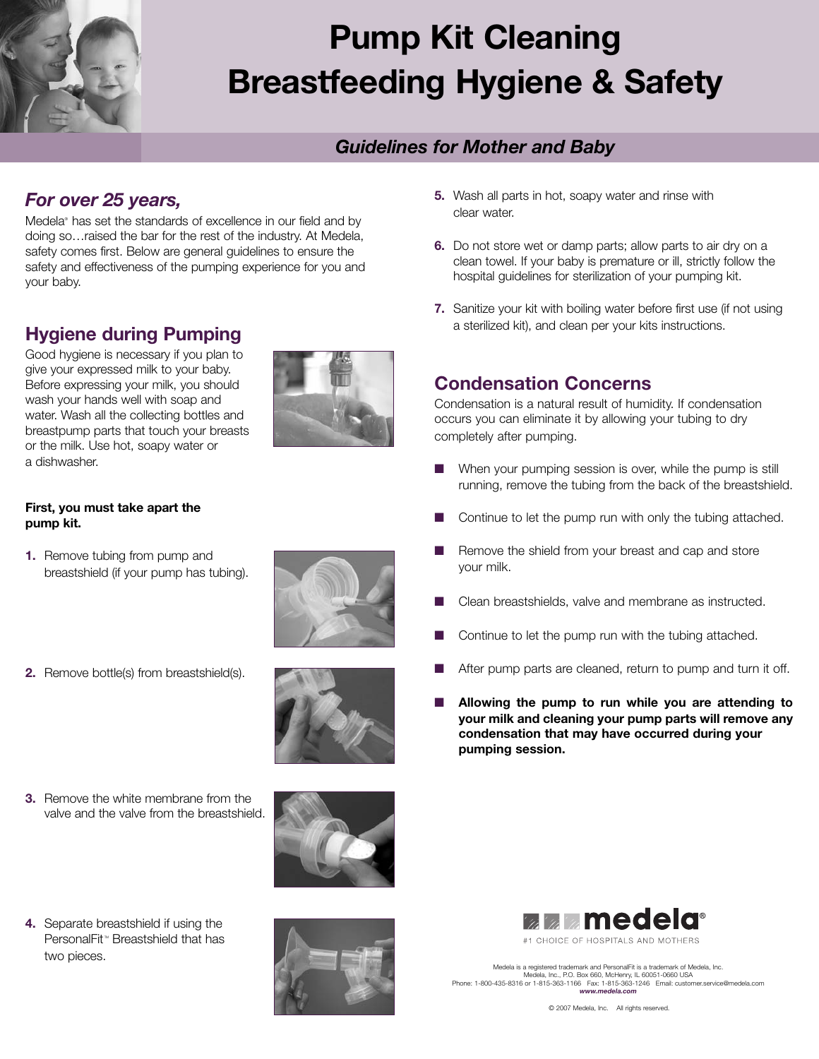# Pump Kit Cleaning Breastfeeding Hygiene & Safety

*Guidelines for Mother and Baby*

## *For over 25 years,*

Medela® has set the standards of excellence in our field and by doing so…raised the bar for the rest of the industry. At Medela, safety comes first. Below are general guidelines to ensure the safety and effectiveness of the pumping experience for you and your baby.

## Hygiene during Pumping

Good hygiene is necessary if you plan to give your expressed milk to your baby. Before expressing your milk, you should wash your hands well with soap and water. Wash all the collecting bottles and breastpump parts that touch your breasts or the milk. Use hot, soapy water or a dishwasher.

**First, you must take apart the pump kit.**

1. Remove tubing from pump and breastshield (if your pump has tubing).
2. Remove bottle(s) from breastshield(s).
3. Remove the white membrane from the valve and the valve from the breastshield.
4. Separate breastshield if using the PersonalFit™ Breastshield that has two pieces.
5. Wash all parts in hot, soapy water and rinse with clear water.
6. Do not store wet or damp parts; allow parts to air dry on a clean towel. If your baby is premature or ill, strictly follow the hospital guidelines for sterilization of your pumping kit.
7. Sanitize your kit with boiling water before first use (if not using a sterilized kit), and clean per your kits instructions.

## Condensation Concerns

Condensation is a natural result of humidity. If condensation occurs you can eliminate it by allowing your tubing to dry completely after pumping.

- When your pumping session is over, while the pump is still running, remove the tubing from the back of the breastshield.
- Continue to let the pump run with only the tubing attached.
- Remove the shield from your breast and cap and store your milk.
- Clean breastshields, valve and membrane as instructed.
- Continue to let the pump run with the tubing attached.
- After pump parts are cleaned, return to pump and turn it off.
- **Allowing the pump to run while you are attending to your milk and cleaning your pump parts will remove any condensation that may have occurred during your pumping session.**

medela®

#1 CHOICE OF HOSPITALS AND MOTHERS

Medela is a registered trademark and PersonalFit is a trademark of Medela, Inc.
Medela, Inc., P.O. Box 660, McHenry, IL 60051-0660 USA
Phone: 1-800-435-8316 or 1-815-363-1166 Fax: 1-815-363-1246 Email: customer.service@medela.com
***www.medela.com***

© 2007 Medela, Inc. All rights reserved.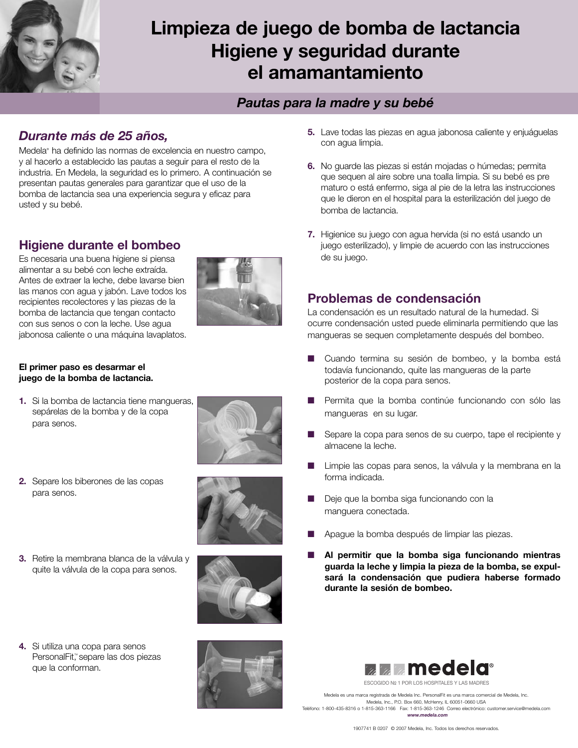# Limpieza de juego de bomba de lactancia
# Higiene y seguridad durante el amamantamiento

***Pautas para la madre y su bebé***

## *Durante más de 25 años,*

Medela® ha definido las normas de excelencia en nuestro campo, y al hacerlo a establecido las pautas a seguir para el resto de la industria. En Medela, la seguridad es lo primero. A continuación se presentan pautas generales para garantizar que el uso de la bomba de lactancia sea una experiencia segura y eficaz para usted y su bebé.

## Higiene durante el bombeo

Es necesaria una buena higiene si piensa alimentar a su bebé con leche extraída. Antes de extraer la leche, debe lavarse bien las manos con agua y jabón. Lave todos los recipientes recolectores y las piezas de la bomba de lactancia que tengan contacto con sus senos o con la leche. Use agua jabonosa caliente o una máquina lavaplatos.

**El primer paso es desarmar el juego de la bomba de lactancia.**

1. Si la bomba de lactancia tiene mangueras, sepárelas de la bomba y de la copa para senos.
2. Separe los biberones de las copas para senos.
3. Retire la membrana blanca de la válvula y quite la válvula de la copa para senos.
4. Si utiliza una copa para senos PersonalFit,™ separe las dos piezas que la conforman.
5. Lave todas las piezas en agua jabonosa caliente y enjuáguelas con agua limpia.
6. No guarde las piezas si están mojadas o húmedas; permita que sequen al aire sobre una toalla limpia. Si su bebé es pre maturo o está enfermo, siga al pie de la letra las instrucciones que le dieron en el hospital para la esterilización del juego de bomba de lactancia.
7. Higienice su juego con agua hervida (si no está usando un juego esterilizado), y limpie de acuerdo con las instrucciones de su juego.

## Problemas de condensación

La condensación es un resultado natural de la humedad. Si ocurre condensación usted puede eliminarla permitiendo que las mangueras se sequen completamente después del bombeo.

- Cuando termina su sesión de bombeo, y la bomba está todavía funcionando, quite las mangueras de la parte posterior de la copa para senos.
- Permita que la bomba continúe funcionando con sólo las mangueras en su lugar.
- Separe la copa para senos de su cuerpo, tape el recipiente y almacene la leche.
- Limpie las copas para senos, la válvula y la membrana en la forma indicada.
- Deje que la bomba siga funcionando con la manguera conectada.
- Apague la bomba después de limpiar las piezas.
- **Al permitir que la bomba siga funcionando mientras guarda la leche y limpia la pieza de la bomba, se expulsará la condensación que pudiera haberse formado durante la sesión de bombeo.**

medela®

ESCOGIDO № 1 POR LOS HOSPITALES Y LAS MADRES

Medela es una marca registrada de Medela Inc. PersonalFit es una marca comercial de Medela, Inc.
Medela, Inc., P.O. Box 660, McHenry, IL 60051-0660 USA
Teléfono: 1-800-435-8316 o 1-815-363-1166 Fax: 1-815-363-1246 Correo electrónico: customer.service@medela.com
***www.medela.com***

1907741 B 0207 © 2007 Medela, Inc. Todos los derechos reservados.